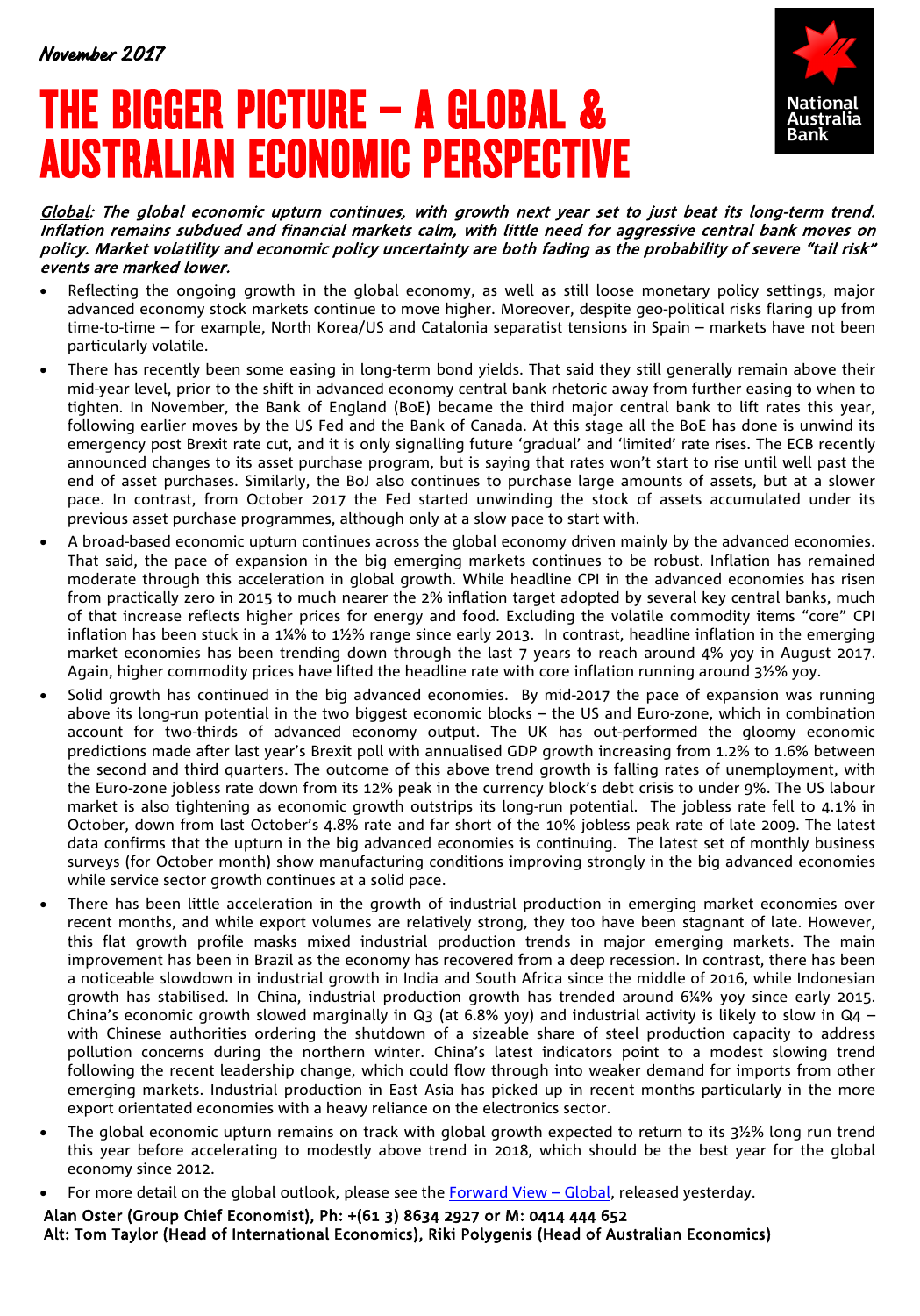*November 2017*

# THE BIGGER PICTURE – A GLOBAL & AUSTRALIAN ECONOMIC PERSPECTIVE

***Global**: The global economic upturn continues, with growth next year set to just beat its long-term trend. Inflation remains subdued and financial markets calm, with little need for aggressive central bank moves on policy. Market volatility and economic policy uncertainty are both fading as the probability of severe "tail risk" events are marked lower.*

- Reflecting the ongoing growth in the global economy, as well as still loose monetary policy settings, major advanced economy stock markets continue to move higher. Moreover, despite geo-political risks flaring up from time-to-time – for example, North Korea/US and Catalonia separatist tensions in Spain – markets have not been particularly volatile.
- There has recently been some easing in long-term bond yields. That said they still generally remain above their mid-year level, prior to the shift in advanced economy central bank rhetoric away from further easing to when to tighten. In November, the Bank of England (BoE) became the third major central bank to lift rates this year, following earlier moves by the US Fed and the Bank of Canada. At this stage all the BoE has done is unwind its emergency post Brexit rate cut, and it is only signalling future 'gradual' and 'limited' rate rises. The ECB recently announced changes to its asset purchase program, but is saying that rates won't start to rise until well past the end of asset purchases. Similarly, the BoJ also continues to purchase large amounts of assets, but at a slower pace. In contrast, from October 2017 the Fed started unwinding the stock of assets accumulated under its previous asset purchase programmes, although only at a slow pace to start with.
- A broad-based economic upturn continues across the global economy driven mainly by the advanced economies. That said, the pace of expansion in the big emerging markets continues to be robust. Inflation has remained moderate through this acceleration in global growth. While headline CPI in the advanced economies has risen from practically zero in 2015 to much nearer the 2% inflation target adopted by several key central banks, much of that increase reflects higher prices for energy and food. Excluding the volatile commodity items "core" CPI inflation has been stuck in a 1¼% to 1½% range since early 2013. In contrast, headline inflation in the emerging market economies has been trending down through the last 7 years to reach around 4% yoy in August 2017. Again, higher commodity prices have lifted the headline rate with core inflation running around 3½% yoy.
- Solid growth has continued in the big advanced economies. By mid-2017 the pace of expansion was running above its long-run potential in the two biggest economic blocks – the US and Euro-zone, which in combination account for two-thirds of advanced economy output. The UK has out-performed the gloomy economic predictions made after last year's Brexit poll with annualised GDP growth increasing from 1.2% to 1.6% between the second and third quarters. The outcome of this above trend growth is falling rates of unemployment, with the Euro-zone jobless rate down from its 12% peak in the currency block's debt crisis to under 9%. The US labour market is also tightening as economic growth outstrips its long-run potential. The jobless rate fell to 4.1% in October, down from last October's 4.8% rate and far short of the 10% jobless peak rate of late 2009. The latest data confirms that the upturn in the big advanced economies is continuing. The latest set of monthly business surveys (for October month) show manufacturing conditions improving strongly in the big advanced economies while service sector growth continues at a solid pace.
- There has been little acceleration in the growth of industrial production in emerging market economies over recent months, and while export volumes are relatively strong, they too have been stagnant of late. However, this flat growth profile masks mixed industrial production trends in major emerging markets. The main improvement has been in Brazil as the economy has recovered from a deep recession. In contrast, there has been a noticeable slowdown in industrial growth in India and South Africa since the middle of 2016, while Indonesian growth has stabilised. In China, industrial production growth has trended around 6¼% yoy since early 2015. China's economic growth slowed marginally in Q3 (at 6.8% yoy) and industrial activity is likely to slow in Q4 – with Chinese authorities ordering the shutdown of a sizeable share of steel production capacity to address pollution concerns during the northern winter. China's latest indicators point to a modest slowing trend following the recent leadership change, which could flow through into weaker demand for imports from other emerging markets. Industrial production in East Asia has picked up in recent months particularly in the more export orientated economies with a heavy reliance on the electronics sector.
- The global economic upturn remains on track with global growth expected to return to its 3½% long run trend this year before accelerating to modestly above trend in 2018, which should be the best year for the global economy since 2012.
- For more detail on the global outlook, please see the [Forward View – Global](), released yesterday.

**Alan Oster (Group Chief Economist), Ph: +(61 3) 8634 2927 or M: 0414 444 652**
**Alt: Tom Taylor (Head of International Economics), Riki Polygenis (Head of Australian Economics)**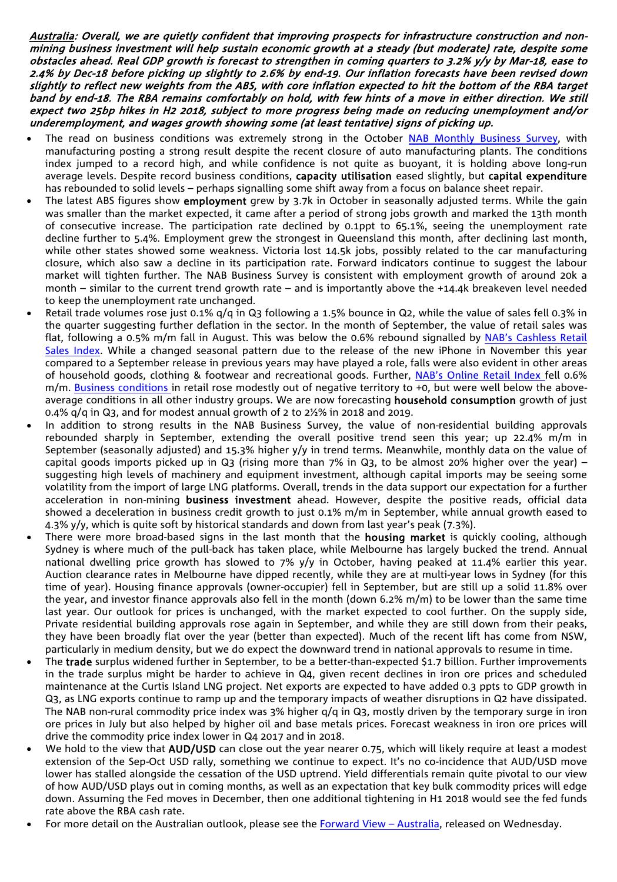***Australia**: Overall, we are quietly confident that improving prospects for infrastructure construction and non-mining business investment will help sustain economic growth at a steady (but moderate) rate, despite some obstacles ahead. Real GDP growth is forecast to strengthen in coming quarters to 3.2% y/y by Mar-18, ease to 2.4% by Dec-18 before picking up slightly to 2.6% by end-19. Our inflation forecasts have been revised down slightly to reflect new weights from the ABS, with core inflation expected to hit the bottom of the RBA target band by end-18. The RBA remains comfortably on hold, with few hints of a move in either direction. We still expect two 25bp hikes in H2 2018, subject to more progress being made on reducing unemployment and/or underemployment, and wages growth showing some (at least tentative) signs of picking up.*

- The read on business conditions was extremely strong in the October NAB Monthly Business Survey, with manufacturing posting a strong result despite the recent closure of auto manufacturing plants. The conditions index jumped to a record high, and while confidence is not quite as buoyant, it is holding above long-run average levels. Despite record business conditions, **capacity utilisation** eased slightly, but **capital expenditure** has rebounded to solid levels – perhaps signalling some shift away from a focus on balance sheet repair.
- The latest ABS figures show **employment** grew by 3.7k in October in seasonally adjusted terms. While the gain was smaller than the market expected, it came after a period of strong jobs growth and marked the 13th month of consecutive increase. The participation rate declined by 0.1ppt to 65.1%, seeing the unemployment rate decline further to 5.4%. Employment grew the strongest in Queensland this month, after declining last month, while other states showed some weakness. Victoria lost 14.5k jobs, possibly related to the car manufacturing closure, which also saw a decline in its participation rate. Forward indicators continue to suggest the labour market will tighten further. The NAB Business Survey is consistent with employment growth of around 20k a month – similar to the current trend growth rate – and is importantly above the +14.4k breakeven level needed to keep the unemployment rate unchanged.
- Retail trade volumes rose just 0.1% q/q in Q3 following a 1.5% bounce in Q2, while the value of sales fell 0.3% in the quarter suggesting further deflation in the sector. In the month of September, the value of retail sales was flat, following a 0.5% m/m fall in August. This was below the 0.6% rebound signalled by NAB's Cashless Retail Sales Index. While a changed seasonal pattern due to the release of the new iPhone in November this year compared to a September release in previous years may have played a role, falls were also evident in other areas of household goods, clothing & footwear and recreational goods. Further, NAB's Online Retail Index fell 0.6% m/m. Business conditions in retail rose modestly out of negative territory to +0, but were well below the above-average conditions in all other industry groups. We are now forecasting **household consumption** growth of just 0.4% q/q in Q3, and for modest annual growth of 2 to 2½% in 2018 and 2019.
- In addition to strong results in the NAB Business Survey, the value of non-residential building approvals rebounded sharply in September, extending the overall positive trend seen this year; up 22.4% m/m in September (seasonally adjusted) and 15.3% higher y/y in trend terms. Meanwhile, monthly data on the value of capital goods imports picked up in Q3 (rising more than 7% in Q3, to be almost 20% higher over the year) – suggesting high levels of machinery and equipment investment, although capital imports may be seeing some volatility from the import of large LNG platforms. Overall, trends in the data support our expectation for a further acceleration in non-mining **business investment** ahead. However, despite the positive reads, official data showed a deceleration in business credit growth to just 0.1% m/m in September, while annual growth eased to 4.3% y/y, which is quite soft by historical standards and down from last year's peak (7.3%).
- There were more broad-based signs in the last month that the **housing market** is quickly cooling, although Sydney is where much of the pull-back has taken place, while Melbourne has largely bucked the trend. Annual national dwelling price growth has slowed to 7% y/y in October, having peaked at 11.4% earlier this year. Auction clearance rates in Melbourne have dipped recently, while they are at multi-year lows in Sydney (for this time of year). Housing finance approvals (owner-occupier) fell in September, but are still up a solid 11.8% over the year, and investor finance approvals also fell in the month (down 6.2% m/m) to be lower than the same time last year. Our outlook for prices is unchanged, with the market expected to cool further. On the supply side, Private residential building approvals rose again in September, and while they are still down from their peaks, they have been broadly flat over the year (better than expected). Much of the recent lift has come from NSW, particularly in medium density, but we do expect the downward trend in national approvals to resume in time.
- The **trade** surplus widened further in September, to be a better-than-expected $1.7 billion. Further improvements in the trade surplus might be harder to achieve in Q4, given recent declines in iron ore prices and scheduled maintenance at the Curtis Island LNG project. Net exports are expected to have added 0.3 ppts to GDP growth in Q3, as LNG exports continue to ramp up and the temporary impacts of weather disruptions in Q2 have dissipated. The NAB non-rural commodity price index was 3% higher q/q in Q3, mostly driven by the temporary surge in iron ore prices in July but also helped by higher oil and base metals prices. Forecast weakness in iron ore prices will drive the commodity price index lower in Q4 2017 and in 2018.
- We hold to the view that **AUD/USD** can close out the year nearer 0.75, which will likely require at least a modest extension of the Sep-Oct USD rally, something we continue to expect. It's no co-incidence that AUD/USD move lower has stalled alongside the cessation of the USD uptrend. Yield differentials remain quite pivotal to our view of how AUD/USD plays out in coming months, as well as an expectation that key bulk commodity prices will edge down. Assuming the Fed moves in December, then one additional tightening in H1 2018 would see the fed funds rate above the RBA cash rate.
- For more detail on the Australian outlook, please see the Forward View – Australia, released on Wednesday.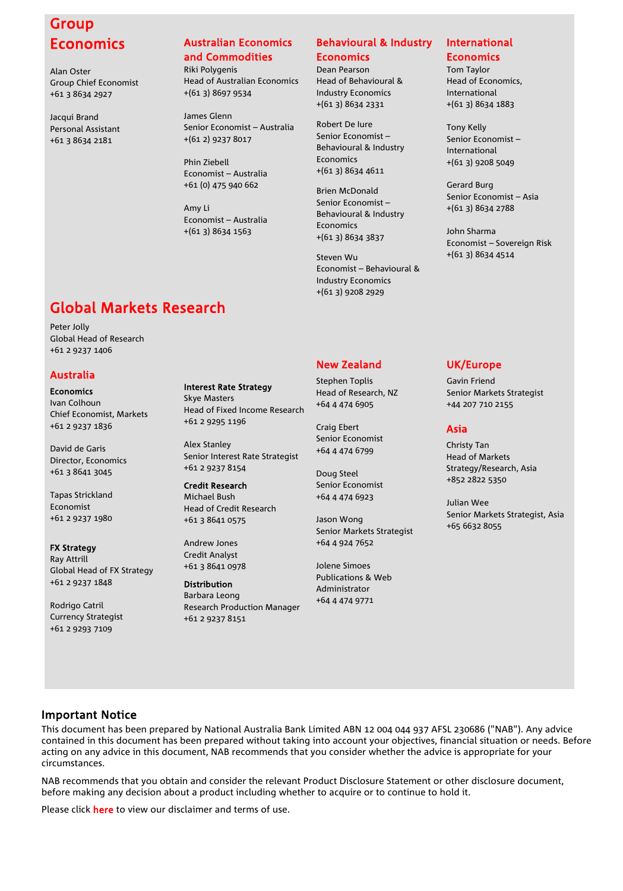# Group Economics

Alan Oster
Group Chief Economist
+61 3 8634 2927

Jacqui Brand
Personal Assistant
+61 3 8634 2181

## Australian Economics and Commodities

Riki Polygenis
Head of Australian Economics
+(61 3) 8697 9534

James Glenn
Senior Economist – Australia
+(61 2) 9237 8017

Phin Ziebell
Economist – Australia
+61 (0) 475 940 662

Amy Li
Economist – Australia
+(61 3) 8634 1563

## Behavioural & Industry Economics

Dean Pearson
Head of Behavioural & Industry Economics
+(61 3) 8634 2331

Robert De Iure
Senior Economist – Behavioural & Industry Economics
+(61 3) 8634 4611

Brien McDonald
Senior Economist – Behavioural & Industry Economics
+(61 3) 8634 3837

Steven Wu
Economist – Behavioural & Industry Economics
+(61 3) 9208 2929

## International Economics

Tom Taylor
Head of Economics, International
+(61 3) 8634 1883

Tony Kelly
Senior Economist – International
+(61 3) 9208 5049

Gerard Burg
Senior Economist – Asia
+(61 3) 8634 2788

John Sharma
Economist – Sovereign Risk
+(61 3) 8634 4514

# Global Markets Research

Peter Jolly
Global Head of Research
+61 2 9237 1406

## Australia

**Economics**
Ivan Colhoun
Chief Economist, Markets
+61 2 9237 1836

David de Garis
Director, Economics
+61 3 8641 3045

Tapas Strickland
Economist
+61 2 9237 1980

**FX Strategy**
Ray Attrill
Global Head of FX Strategy
+61 2 9237 1848

Rodrigo Catril
Currency Strategist
+61 2 9293 7109

**Interest Rate Strategy**
Skye Masters
Head of Fixed Income Research
+61 2 9295 1196

Alex Stanley
Senior Interest Rate Strategist
+61 2 9237 8154

**Credit Research**
Michael Bush
Head of Credit Research
+61 3 8641 0575

Andrew Jones
Credit Analyst
+61 3 8641 0978

**Distribution**
Barbara Leong
Research Production Manager
+61 2 9237 8151

## New Zealand

Stephen Toplis
Head of Research, NZ
+64 4 474 6905

Craig Ebert
Senior Economist
+64 4 474 6799

Doug Steel
Senior Economist
+64 4 474 6923

Jason Wong
Senior Markets Strategist
+64 4 924 7652

Jolene Simoes
Publications & Web Administrator
+64 4 474 9771

## UK/Europe

Gavin Friend
Senior Markets Strategist
+44 207 710 2155

## Asia

Christy Tan
Head of Markets Strategy/Research, Asia
+852 2822 5350

Julian Wee
Senior Markets Strategist, Asia
+65 6632 8055

## Important Notice

This document has been prepared by National Australia Bank Limited ABN 12 004 044 937 AFSL 230686 ("NAB"). Any advice contained in this document has been prepared without taking into account your objectives, financial situation or needs. Before acting on any advice in this document, NAB recommends that you consider whether the advice is appropriate for your circumstances.

NAB recommends that you obtain and consider the relevant Product Disclosure Statement or other disclosure document, before making any decision about a product including whether to acquire or to continue to hold it.

Please click here to view our disclaimer and terms of use.